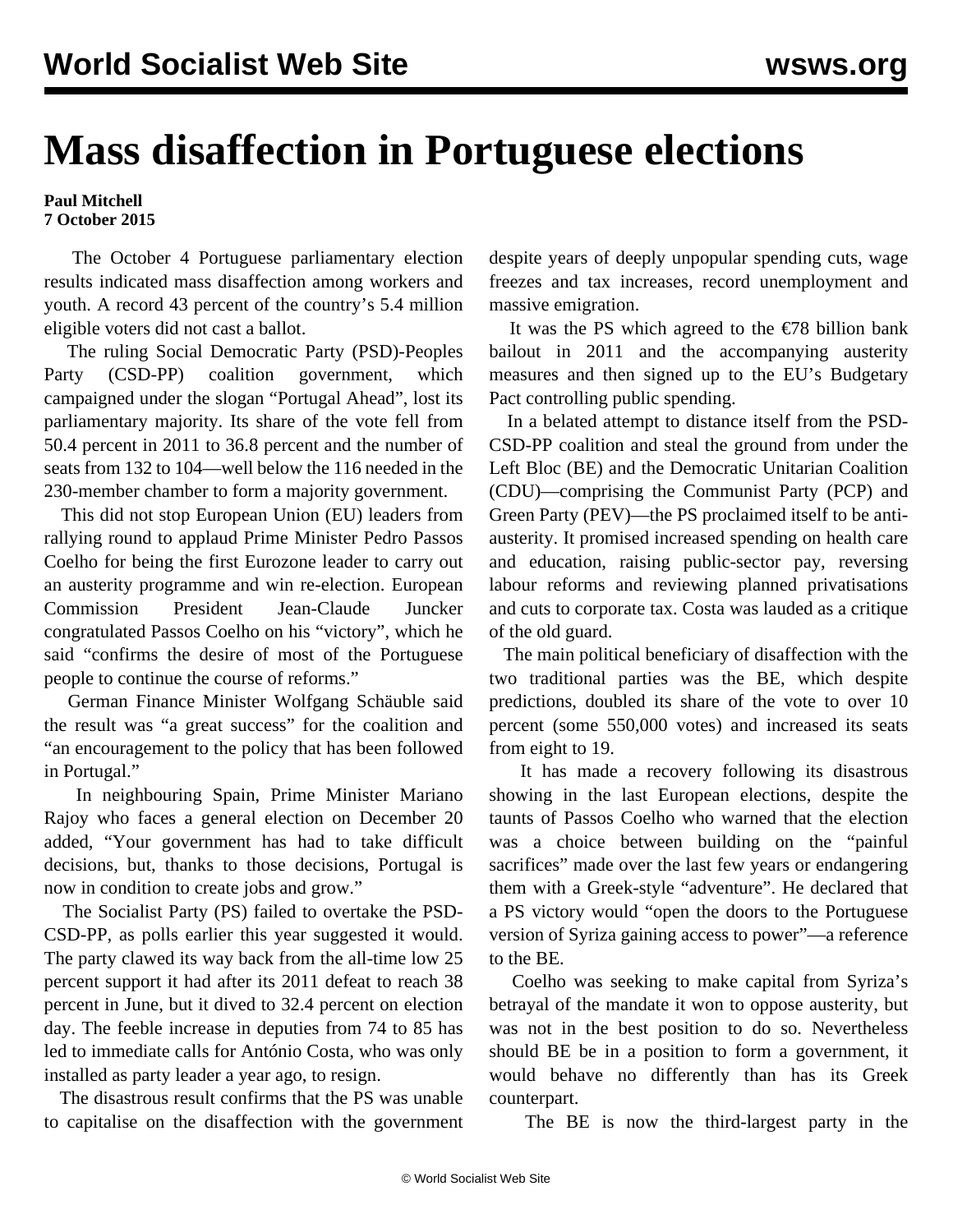# Mass disaffection in Portuguese elections

**Paul Mitchell**
**7 October 2015**

The October 4 Portuguese parliamentary election results indicated mass disaffection among workers and youth. A record 43 percent of the country's 5.4 million eligible voters did not cast a ballot.

The ruling Social Democratic Party (PSD)-Peoples Party (CSD-PP) coalition government, which campaigned under the slogan "Portugal Ahead", lost its parliamentary majority. Its share of the vote fell from 50.4 percent in 2011 to 36.8 percent and the number of seats from 132 to 104—well below the 116 needed in the 230-member chamber to form a majority government.

This did not stop European Union (EU) leaders from rallying round to applaud Prime Minister Pedro Passos Coelho for being the first Eurozone leader to carry out an austerity programme and win re-election. European Commission President Jean-Claude Juncker congratulated Passos Coelho on his "victory", which he said "confirms the desire of most of the Portuguese people to continue the course of reforms."

German Finance Minister Wolfgang Schäuble said the result was "a great success" for the coalition and "an encouragement to the policy that has been followed in Portugal."

In neighbouring Spain, Prime Minister Mariano Rajoy who faces a general election on December 20 added, "Your government has had to take difficult decisions, but, thanks to those decisions, Portugal is now in condition to create jobs and grow."

The Socialist Party (PS) failed to overtake the PSD-CSD-PP, as polls earlier this year suggested it would. The party clawed its way back from the all-time low 25 percent support it had after its 2011 defeat to reach 38 percent in June, but it dived to 32.4 percent on election day. The feeble increase in deputies from 74 to 85 has led to immediate calls for António Costa, who was only installed as party leader a year ago, to resign.

The disastrous result confirms that the PS was unable to capitalise on the disaffection with the government despite years of deeply unpopular spending cuts, wage freezes and tax increases, record unemployment and massive emigration.

It was the PS which agreed to the €78 billion bank bailout in 2011 and the accompanying austerity measures and then signed up to the EU's Budgetary Pact controlling public spending.

In a belated attempt to distance itself from the PSD-CSD-PP coalition and steal the ground from under the Left Bloc (BE) and the Democratic Unitarian Coalition (CDU)—comprising the Communist Party (PCP) and Green Party (PEV)—the PS proclaimed itself to be anti-austerity. It promised increased spending on health care and education, raising public-sector pay, reversing labour reforms and reviewing planned privatisations and cuts to corporate tax. Costa was lauded as a critique of the old guard.

The main political beneficiary of disaffection with the two traditional parties was the BE, which despite predictions, doubled its share of the vote to over 10 percent (some 550,000 votes) and increased its seats from eight to 19.

It has made a recovery following its disastrous showing in the last European elections, despite the taunts of Passos Coelho who warned that the election was a choice between building on the "painful sacrifices" made over the last few years or endangering them with a Greek-style "adventure". He declared that a PS victory would "open the doors to the Portuguese version of Syriza gaining access to power"—a reference to the BE.

Coelho was seeking to make capital from Syriza's betrayal of the mandate it won to oppose austerity, but was not in the best position to do so. Nevertheless should BE be in a position to form a government, it would behave no differently than has its Greek counterpart.

The BE is now the third-largest party in the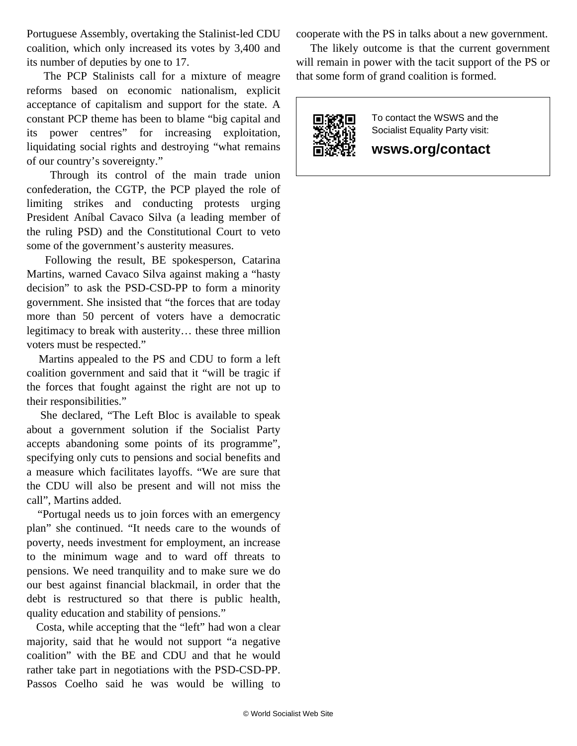Portuguese Assembly, overtaking the Stalinist-led CDU coalition, which only increased its votes by 3,400 and its number of deputies by one to 17.

The PCP Stalinists call for a mixture of meagre reforms based on economic nationalism, explicit acceptance of capitalism and support for the state. A constant PCP theme has been to blame “big capital and its power centres” for increasing exploitation, liquidating social rights and destroying “what remains of our country’s sovereignty.”

Through its control of the main trade union confederation, the CGTP, the PCP played the role of limiting strikes and conducting protests urging President Aníbal Cavaco Silva (a leading member of the ruling PSD) and the Constitutional Court to veto some of the government’s austerity measures.

Following the result, BE spokesperson, Catarina Martins, warned Cavaco Silva against making a “hasty decision” to ask the PSD-CSD-PP to form a minority government. She insisted that “the forces that are today more than 50 percent of voters have a democratic legitimacy to break with austerity… these three million voters must be respected.”

Martins appealed to the PS and CDU to form a left coalition government and said that it “will be tragic if the forces that fought against the right are not up to their responsibilities.”

She declared, “The Left Bloc is available to speak about a government solution if the Socialist Party accepts abandoning some points of its programme”, specifying only cuts to pensions and social benefits and a measure which facilitates layoffs. “We are sure that the CDU will also be present and will not miss the call”, Martins added.

“Portugal needs us to join forces with an emergency plan” she continued. “It needs care to the wounds of poverty, needs investment for employment, an increase to the minimum wage and to ward off threats to pensions. We need tranquility and to make sure we do our best against financial blackmail, in order that the debt is restructured so that there is public health, quality education and stability of pensions.”

Costa, while accepting that the “left” had won a clear majority, said that he would not support “a negative coalition” with the BE and CDU and that he would rather take part in negotiations with the PSD-CSD-PP. Passos Coelho said he was would be willing to cooperate with the PS in talks about a new government.

The likely outcome is that the current government will remain in power with the tacit support of the PS or that some form of grand coalition is formed.

To contact the WSWS and the Socialist Equality Party visit:

**wsws.org/contact**